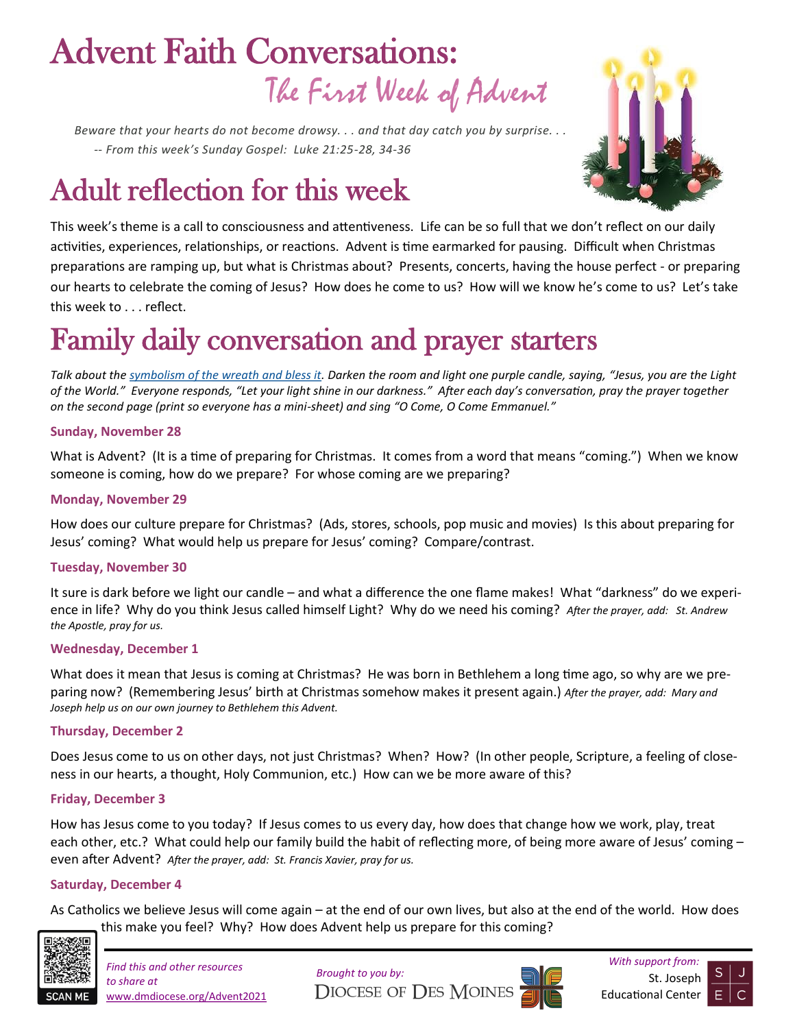# Advent Faith Conversations:

## The First Week of Advent

*Beware that your hearts do not become drowsy. . . and that day catch you by surprise. . .*
*-- From this week's Sunday Gospel: Luke 21:25-28, 34-36*

# Adult reflection for this week

This week's theme is a call to consciousness and attentiveness. Life can be so full that we don't reflect on our daily activities, experiences, relationships, or reactions. Advent is time earmarked for pausing. Difficult when Christmas preparations are ramping up, but what is Christmas about? Presents, concerts, having the house perfect - or preparing our hearts to celebrate the coming of Jesus? How does he come to us? How will we know he's come to us? Let's take this week to . . . reflect.

# Family daily conversation and prayer starters

*Talk about the symbolism of the wreath and bless it. Darken the room and light one purple candle, saying, "Jesus, you are the Light of the World." Everyone responds, "Let your light shine in our darkness." After each day's conversation, pray the prayer together on the second page (print so everyone has a mini-sheet) and sing "O Come, O Come Emmanuel."*

**Sunday, November 28**

What is Advent? (It is a time of preparing for Christmas. It comes from a word that means "coming.") When we know someone is coming, how do we prepare? For whose coming are we preparing?

**Monday, November 29**

How does our culture prepare for Christmas? (Ads, stores, schools, pop music and movies) Is this about preparing for Jesus' coming? What would help us prepare for Jesus' coming? Compare/contrast.

**Tuesday, November 30**

It sure is dark before we light our candle – and what a difference the one flame makes! What "darkness" do we experience in life? Why do you think Jesus called himself Light? Why do we need his coming? *After the prayer, add: St. Andrew the Apostle, pray for us.*

**Wednesday, December 1**

What does it mean that Jesus is coming at Christmas? He was born in Bethlehem a long time ago, so why are we preparing now? (Remembering Jesus' birth at Christmas somehow makes it present again.) *After the prayer, add: Mary and Joseph help us on our own journey to Bethlehem this Advent.*

**Thursday, December 2**

Does Jesus come to us on other days, not just Christmas? When? How? (In other people, Scripture, a feeling of closeness in our hearts, a thought, Holy Communion, etc.) How can we be more aware of this?

**Friday, December 3**

How has Jesus come to you today? If Jesus comes to us every day, how does that change how we work, play, treat each other, etc.? What could help our family build the habit of reflecting more, of being more aware of Jesus' coming – even after Advent? *After the prayer, add: St. Francis Xavier, pray for us.*

**Saturday, December 4**

As Catholics we believe Jesus will come again – at the end of our own lives, but also at the end of the world. How does this make you feel? Why? How does Advent help us prepare for this coming?

SCAN ME

*Find this and other resources to share at* www.dmdiocese.org/Advent2021

*Brought to you by:* Diocese of Des Moines

*With support from:* St. Joseph Educational Center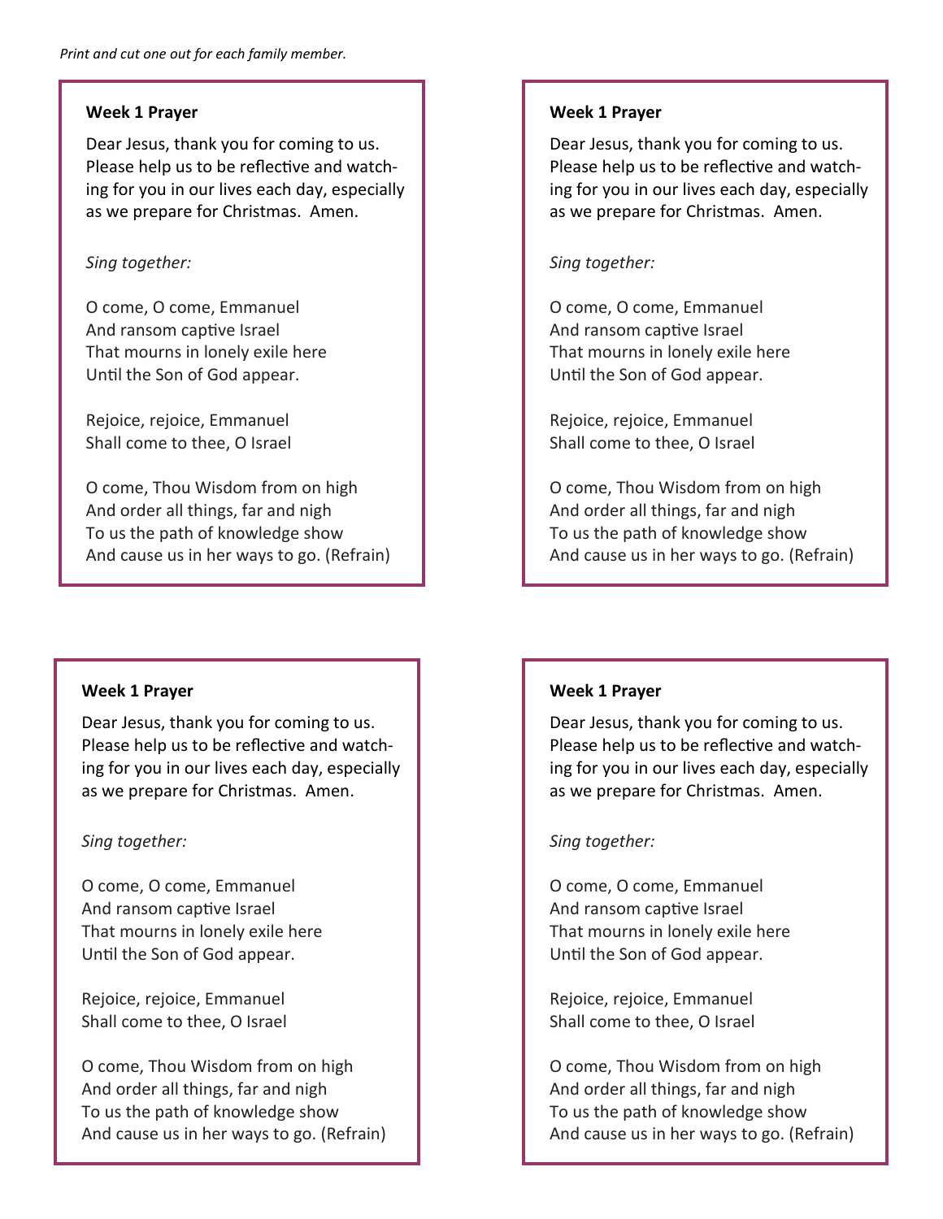*Print and cut one out for each family member.*

**Week 1 Prayer**

Dear Jesus, thank you for coming to us. Please help us to be reflective and watching for you in our lives each day, especially as we prepare for Christmas. Amen.

*Sing together:*

O come, O come, Emmanuel
And ransom captive Israel
That mourns in lonely exile here
Until the Son of God appear.

Rejoice, rejoice, Emmanuel
Shall come to thee, O Israel

O come, Thou Wisdom from on high
And order all things, far and nigh
To us the path of knowledge show
And cause us in her ways to go. (Refrain)

**Week 1 Prayer**

Dear Jesus, thank you for coming to us. Please help us to be reflective and watching for you in our lives each day, especially as we prepare for Christmas. Amen.

*Sing together:*

O come, O come, Emmanuel
And ransom captive Israel
That mourns in lonely exile here
Until the Son of God appear.

Rejoice, rejoice, Emmanuel
Shall come to thee, O Israel

O come, Thou Wisdom from on high
And order all things, far and nigh
To us the path of knowledge show
And cause us in her ways to go. (Refrain)

**Week 1 Prayer**

Dear Jesus, thank you for coming to us. Please help us to be reflective and watching for you in our lives each day, especially as we prepare for Christmas. Amen.

*Sing together:*

O come, O come, Emmanuel
And ransom captive Israel
That mourns in lonely exile here
Until the Son of God appear.

Rejoice, rejoice, Emmanuel
Shall come to thee, O Israel

O come, Thou Wisdom from on high
And order all things, far and nigh
To us the path of knowledge show
And cause us in her ways to go. (Refrain)

**Week 1 Prayer**

Dear Jesus, thank you for coming to us. Please help us to be reflective and watching for you in our lives each day, especially as we prepare for Christmas. Amen.

*Sing together:*

O come, O come, Emmanuel
And ransom captive Israel
That mourns in lonely exile here
Until the Son of God appear.

Rejoice, rejoice, Emmanuel
Shall come to thee, O Israel

O come, Thou Wisdom from on high
And order all things, far and nigh
To us the path of knowledge show
And cause us in her ways to go. (Refrain)